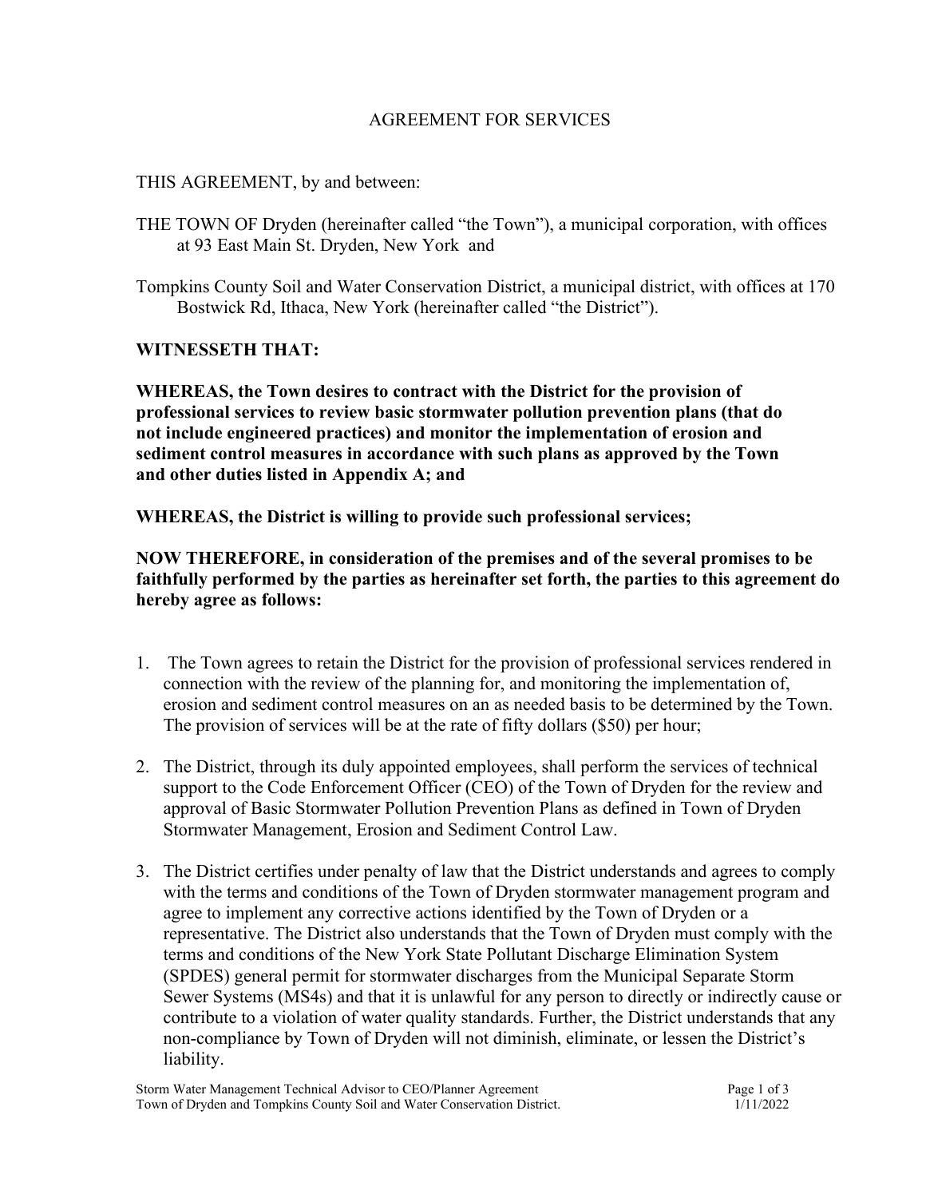AGREEMENT FOR SERVICES

THIS AGREEMENT, by and between:

THE TOWN OF Dryden (hereinafter called "the Town"), a municipal corporation, with offices at 93 East Main St. Dryden, New York and

Tompkins County Soil and Water Conservation District, a municipal district, with offices at 170 Bostwick Rd, Ithaca, New York (hereinafter called "the District").

**WITNESSETH THAT:**

**WHEREAS, the Town desires to contract with the District for the provision of professional services to review basic stormwater pollution prevention plans (that do not include engineered practices) and monitor the implementation of erosion and sediment control measures in accordance with such plans as approved by the Town and other duties listed in Appendix A; and**

**WHEREAS, the District is willing to provide such professional services;**

**NOW THEREFORE, in consideration of the premises and of the several promises to be faithfully performed by the parties as hereinafter set forth, the parties to this agreement do hereby agree as follows:**

1. The Town agrees to retain the District for the provision of professional services rendered in connection with the review of the planning for, and monitoring the implementation of, erosion and sediment control measures on an as needed basis to be determined by the Town. The provision of services will be at the rate of fifty dollars ($50) per hour;

2. The District, through its duly appointed employees, shall perform the services of technical support to the Code Enforcement Officer (CEO) of the Town of Dryden for the review and approval of Basic Stormwater Pollution Prevention Plans as defined in Town of Dryden Stormwater Management, Erosion and Sediment Control Law.

3. The District certifies under penalty of law that the District understands and agrees to comply with the terms and conditions of the Town of Dryden stormwater management program and agree to implement any corrective actions identified by the Town of Dryden or a representative. The District also understands that the Town of Dryden must comply with the terms and conditions of the New York State Pollutant Discharge Elimination System (SPDES) general permit for stormwater discharges from the Municipal Separate Storm Sewer Systems (MS4s) and that it is unlawful for any person to directly or indirectly cause or contribute to a violation of water quality standards. Further, the District understands that any non-compliance by Town of Dryden will not diminish, eliminate, or lessen the District's liability.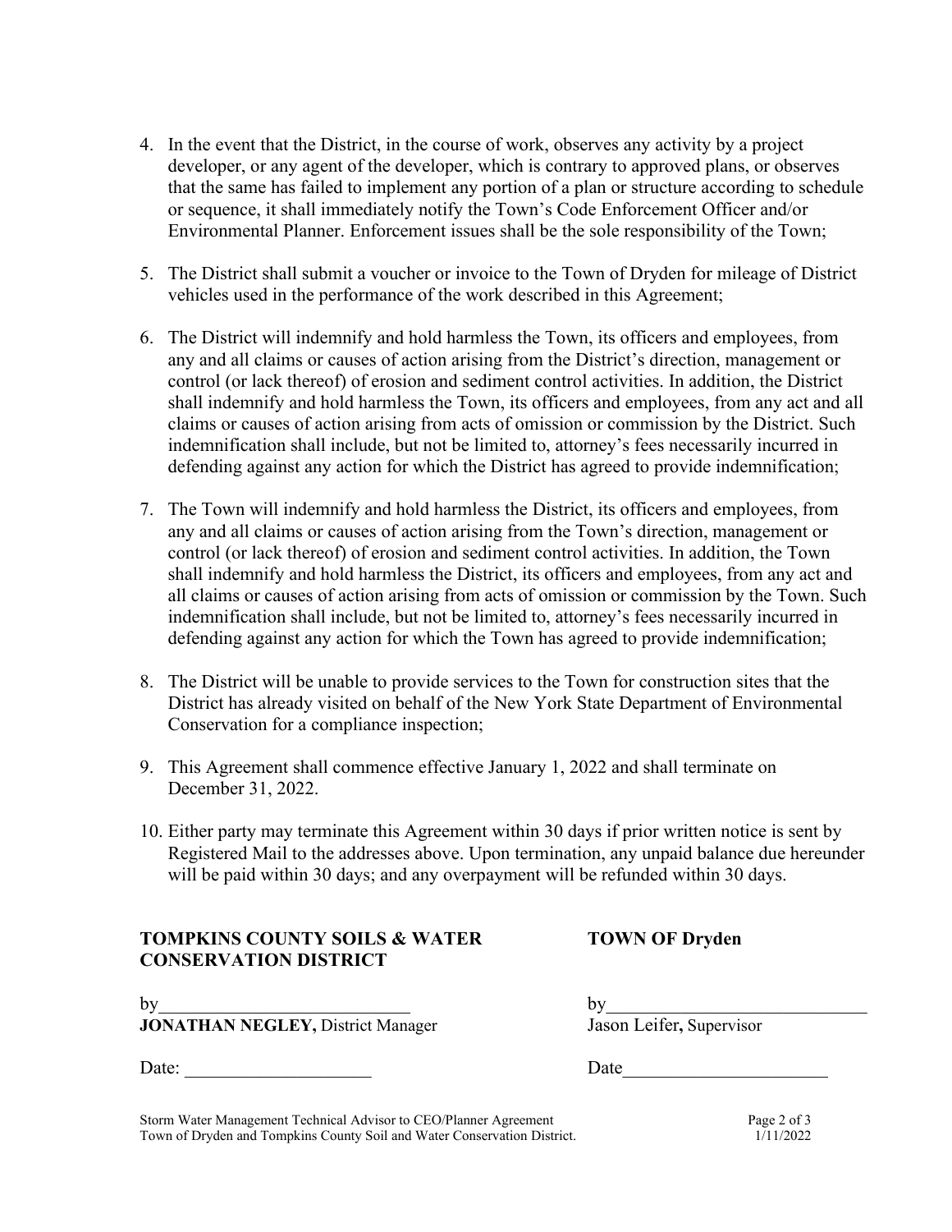4. In the event that the District, in the course of work, observes any activity by a project developer, or any agent of the developer, which is contrary to approved plans, or observes that the same has failed to implement any portion of a plan or structure according to schedule or sequence, it shall immediately notify the Town's Code Enforcement Officer and/or Environmental Planner. Enforcement issues shall be the sole responsibility of the Town;

5. The District shall submit a voucher or invoice to the Town of Dryden for mileage of District vehicles used in the performance of the work described in this Agreement;

6. The District will indemnify and hold harmless the Town, its officers and employees, from any and all claims or causes of action arising from the District's direction, management or control (or lack thereof) of erosion and sediment control activities. In addition, the District shall indemnify and hold harmless the Town, its officers and employees, from any act and all claims or causes of action arising from acts of omission or commission by the District. Such indemnification shall include, but not be limited to, attorney's fees necessarily incurred in defending against any action for which the District has agreed to provide indemnification;

7. The Town will indemnify and hold harmless the District, its officers and employees, from any and all claims or causes of action arising from the Town's direction, management or control (or lack thereof) of erosion and sediment control activities. In addition, the Town shall indemnify and hold harmless the District, its officers and employees, from any act and all claims or causes of action arising from acts of omission or commission by the Town. Such indemnification shall include, but not be limited to, attorney's fees necessarily incurred in defending against any action for which the Town has agreed to provide indemnification;

8. The District will be unable to provide services to the Town for construction sites that the District has already visited on behalf of the New York State Department of Environmental Conservation for a compliance inspection;

9. This Agreement shall commence effective January 1, 2022 and shall terminate on December 31, 2022.

10. Either party may terminate this Agreement within 30 days if prior written notice is sent by Registered Mail to the addresses above. Upon termination, any unpaid balance due hereunder will be paid within 30 days; and any overpayment will be refunded within 30 days.

**TOMPKINS COUNTY SOILS & WATER CONSERVATION DISTRICT**

by\_\_\_\_\_\_\_\_\_\_\_\_\_\_\_\_\_\_\_\_\_\_\_\_\_\_\_\_

**JONATHAN NEGLEY,** District Manager

Date: \_\_\_\_\_\_\_\_\_\_\_\_\_\_\_\_\_\_\_\_

**TOWN OF Dryden**

by\_\_\_\_\_\_\_\_\_\_\_\_\_\_\_\_\_\_\_\_\_\_\_\_\_\_\_\_

Jason Leifer**,** Supervisor

Date\_\_\_\_\_\_\_\_\_\_\_\_\_\_\_\_\_\_\_\_\_\_\_

Storm Water Management Technical Advisor to CEO/Planner Agreement
Town of Dryden and Tompkins County Soil and Water Conservation District. 1/11/2022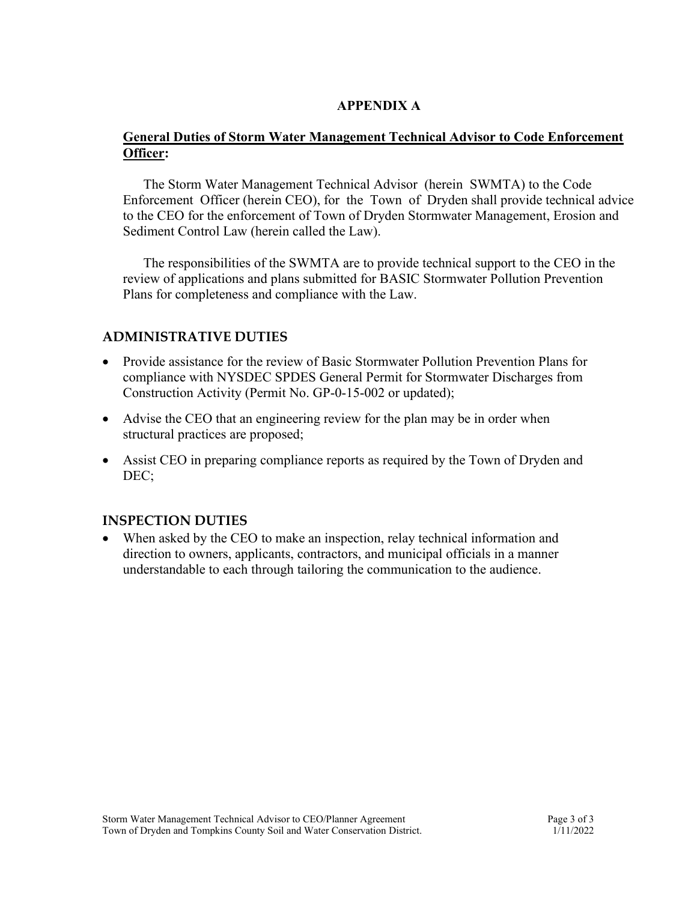# APPENDIX A

**General Duties of Storm Water Management Technical Advisor to Code Enforcement Officer:**

The Storm Water Management Technical Advisor (herein SWMTA) to the Code Enforcement Officer (herein CEO), for the Town of Dryden shall provide technical advice to the CEO for the enforcement of Town of Dryden Stormwater Management, Erosion and Sediment Control Law (herein called the Law).

The responsibilities of the SWMTA are to provide technical support to the CEO in the review of applications and plans submitted for BASIC Stormwater Pollution Prevention Plans for completeness and compliance with the Law.

## ADMINISTRATIVE DUTIES

- Provide assistance for the review of Basic Stormwater Pollution Prevention Plans for compliance with NYSDEC SPDES General Permit for Stormwater Discharges from Construction Activity (Permit No. GP-0-15-002 or updated);
- Advise the CEO that an engineering review for the plan may be in order when structural practices are proposed;
- Assist CEO in preparing compliance reports as required by the Town of Dryden and DEC;

## INSPECTION DUTIES

- When asked by the CEO to make an inspection, relay technical information and direction to owners, applicants, contractors, and municipal officials in a manner understandable to each through tailoring the communication to the audience.